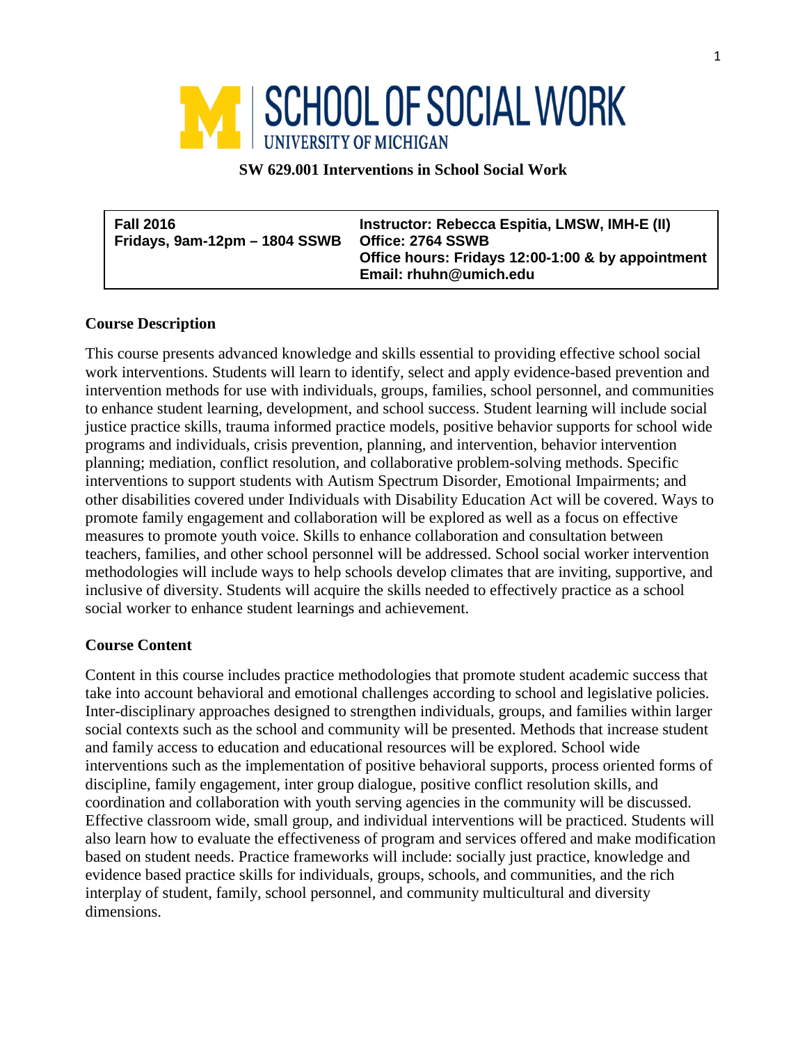# SCHOOL OF SOCIAL WORK
UNIVERSITY OF MICHIGAN

**SW 629.001 Interventions in School Social Work**

| | |
|---|---|
| **Fall 2016**<br>**Fridays, 9am-12pm – 1804 SSWB** | **Instructor: Rebecca Espitia, LMSW, IMH-E (II)**<br>**Office: 2764 SSWB**<br>**Office hours: Fridays 12:00-1:00 & by appointment**<br>**Email: rhuhn@umich.edu** |

## Course Description

This course presents advanced knowledge and skills essential to providing effective school social work interventions. Students will learn to identify, select and apply evidence-based prevention and intervention methods for use with individuals, groups, families, school personnel, and communities to enhance student learning, development, and school success. Student learning will include social justice practice skills, trauma informed practice models, positive behavior supports for school wide programs and individuals, crisis prevention, planning, and intervention, behavior intervention planning; mediation, conflict resolution, and collaborative problem-solving methods. Specific interventions to support students with Autism Spectrum Disorder, Emotional Impairments; and other disabilities covered under Individuals with Disability Education Act will be covered. Ways to promote family engagement and collaboration will be explored as well as a focus on effective measures to promote youth voice. Skills to enhance collaboration and consultation between teachers, families, and other school personnel will be addressed. School social worker intervention methodologies will include ways to help schools develop climates that are inviting, supportive, and inclusive of diversity. Students will acquire the skills needed to effectively practice as a school social worker to enhance student learnings and achievement.

## Course Content

Content in this course includes practice methodologies that promote student academic success that take into account behavioral and emotional challenges according to school and legislative policies. Inter-disciplinary approaches designed to strengthen individuals, groups, and families within larger social contexts such as the school and community will be presented. Methods that increase student and family access to education and educational resources will be explored. School wide interventions such as the implementation of positive behavioral supports, process oriented forms of discipline, family engagement, inter group dialogue, positive conflict resolution skills, and coordination and collaboration with youth serving agencies in the community will be discussed. Effective classroom wide, small group, and individual interventions will be practiced. Students will also learn how to evaluate the effectiveness of program and services offered and make modification based on student needs. Practice frameworks will include: socially just practice, knowledge and evidence based practice skills for individuals, groups, schools, and communities, and the rich interplay of student, family, school personnel, and community multicultural and diversity dimensions.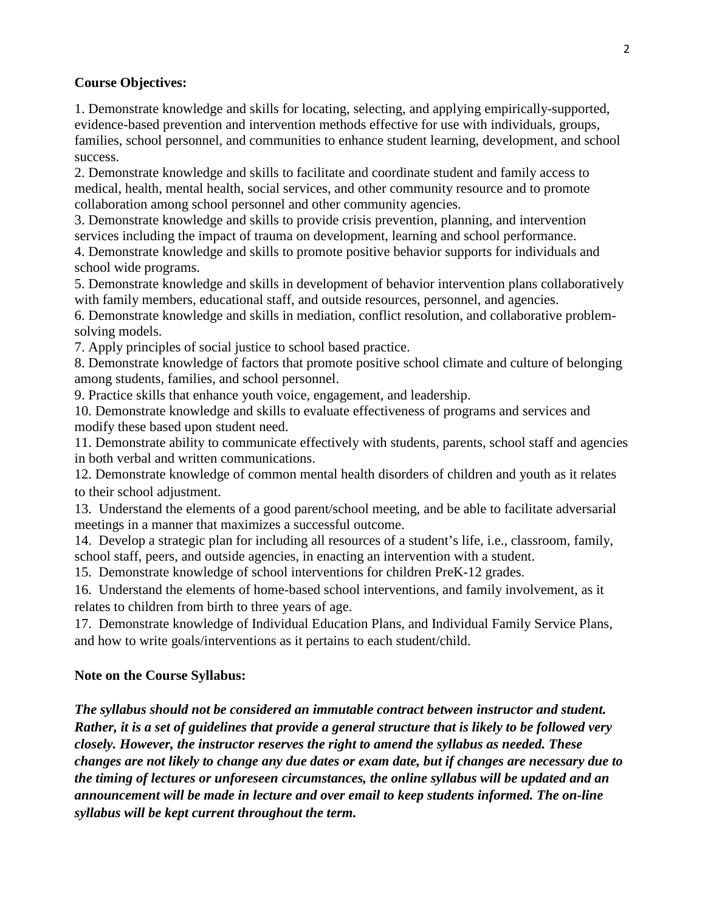**Course Objectives:**

1. Demonstrate knowledge and skills for locating, selecting, and applying empirically-supported, evidence-based prevention and intervention methods effective for use with individuals, groups, families, school personnel, and communities to enhance student learning, development, and school success.
2. Demonstrate knowledge and skills to facilitate and coordinate student and family access to medical, health, mental health, social services, and other community resource and to promote collaboration among school personnel and other community agencies.
3. Demonstrate knowledge and skills to provide crisis prevention, planning, and intervention services including the impact of trauma on development, learning and school performance.
4. Demonstrate knowledge and skills to promote positive behavior supports for individuals and school wide programs.
5. Demonstrate knowledge and skills in development of behavior intervention plans collaboratively with family members, educational staff, and outside resources, personnel, and agencies.
6. Demonstrate knowledge and skills in mediation, conflict resolution, and collaborative problem-solving models.
7. Apply principles of social justice to school based practice.
8. Demonstrate knowledge of factors that promote positive school climate and culture of belonging among students, families, and school personnel.
9. Practice skills that enhance youth voice, engagement, and leadership.
10. Demonstrate knowledge and skills to evaluate effectiveness of programs and services and modify these based upon student need.
11. Demonstrate ability to communicate effectively with students, parents, school staff and agencies in both verbal and written communications.
12. Demonstrate knowledge of common mental health disorders of children and youth as it relates to their school adjustment.
13. Understand the elements of a good parent/school meeting, and be able to facilitate adversarial meetings in a manner that maximizes a successful outcome.
14. Develop a strategic plan for including all resources of a student's life, i.e., classroom, family, school staff, peers, and outside agencies, in enacting an intervention with a student.
15. Demonstrate knowledge of school interventions for children PreK-12 grades.
16. Understand the elements of home-based school interventions, and family involvement, as it relates to children from birth to three years of age.
17. Demonstrate knowledge of Individual Education Plans, and Individual Family Service Plans, and how to write goals/interventions as it pertains to each student/child.

**Note on the Course Syllabus:**

***The syllabus should not be considered an immutable contract between instructor and student. Rather, it is a set of guidelines that provide a general structure that is likely to be followed very closely. However, the instructor reserves the right to amend the syllabus as needed. These changes are not likely to change any due dates or exam date, but if changes are necessary due to the timing of lectures or unforeseen circumstances, the online syllabus will be updated and an announcement will be made in lecture and over email to keep students informed. The on-line syllabus will be kept current throughout the term.***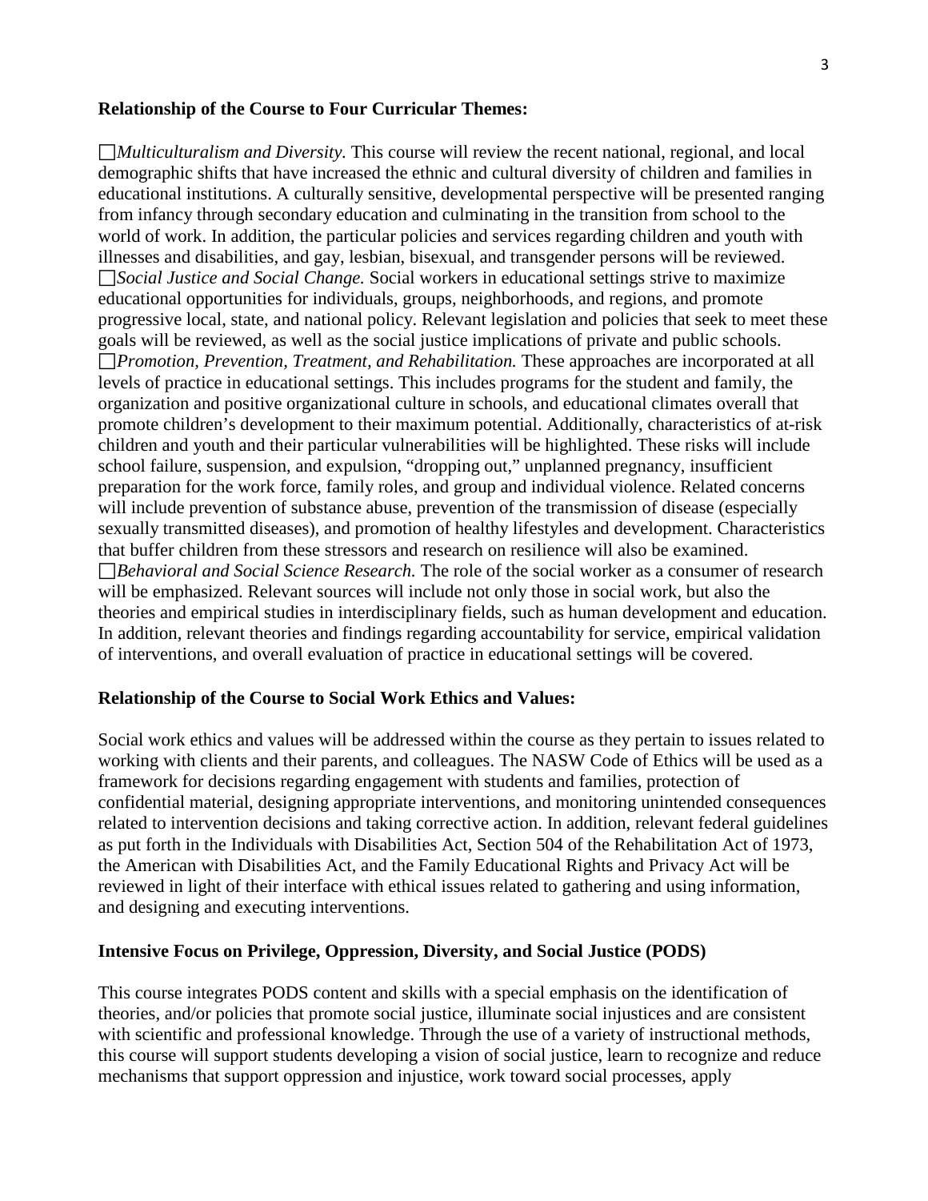**Relationship of the Course to Four Curricular Themes:**

☐*Multiculturalism and Diversity.* This course will review the recent national, regional, and local demographic shifts that have increased the ethnic and cultural diversity of children and families in educational institutions. A culturally sensitive, developmental perspective will be presented ranging from infancy through secondary education and culminating in the transition from school to the world of work. In addition, the particular policies and services regarding children and youth with illnesses and disabilities, and gay, lesbian, bisexual, and transgender persons will be reviewed.
☐*Social Justice and Social Change.* Social workers in educational settings strive to maximize educational opportunities for individuals, groups, neighborhoods, and regions, and promote progressive local, state, and national policy. Relevant legislation and policies that seek to meet these goals will be reviewed, as well as the social justice implications of private and public schools.
☐*Promotion, Prevention, Treatment, and Rehabilitation.* These approaches are incorporated at all levels of practice in educational settings. This includes programs for the student and family, the organization and positive organizational culture in schools, and educational climates overall that promote children's development to their maximum potential. Additionally, characteristics of at-risk children and youth and their particular vulnerabilities will be highlighted. These risks will include school failure, suspension, and expulsion, "dropping out," unplanned pregnancy, insufficient preparation for the work force, family roles, and group and individual violence. Related concerns will include prevention of substance abuse, prevention of the transmission of disease (especially sexually transmitted diseases), and promotion of healthy lifestyles and development. Characteristics that buffer children from these stressors and research on resilience will also be examined.
☐*Behavioral and Social Science Research.* The role of the social worker as a consumer of research will be emphasized. Relevant sources will include not only those in social work, but also the theories and empirical studies in interdisciplinary fields, such as human development and education. In addition, relevant theories and findings regarding accountability for service, empirical validation of interventions, and overall evaluation of practice in educational settings will be covered.

**Relationship of the Course to Social Work Ethics and Values:**

Social work ethics and values will be addressed within the course as they pertain to issues related to working with clients and their parents, and colleagues. The NASW Code of Ethics will be used as a framework for decisions regarding engagement with students and families, protection of confidential material, designing appropriate interventions, and monitoring unintended consequences related to intervention decisions and taking corrective action. In addition, relevant federal guidelines as put forth in the Individuals with Disabilities Act, Section 504 of the Rehabilitation Act of 1973, the American with Disabilities Act, and the Family Educational Rights and Privacy Act will be reviewed in light of their interface with ethical issues related to gathering and using information, and designing and executing interventions.

**Intensive Focus on Privilege, Oppression, Diversity, and Social Justice (PODS)**

This course integrates PODS content and skills with a special emphasis on the identification of theories, and/or policies that promote social justice, illuminate social injustices and are consistent with scientific and professional knowledge. Through the use of a variety of instructional methods, this course will support students developing a vision of social justice, learn to recognize and reduce mechanisms that support oppression and injustice, work toward social processes, apply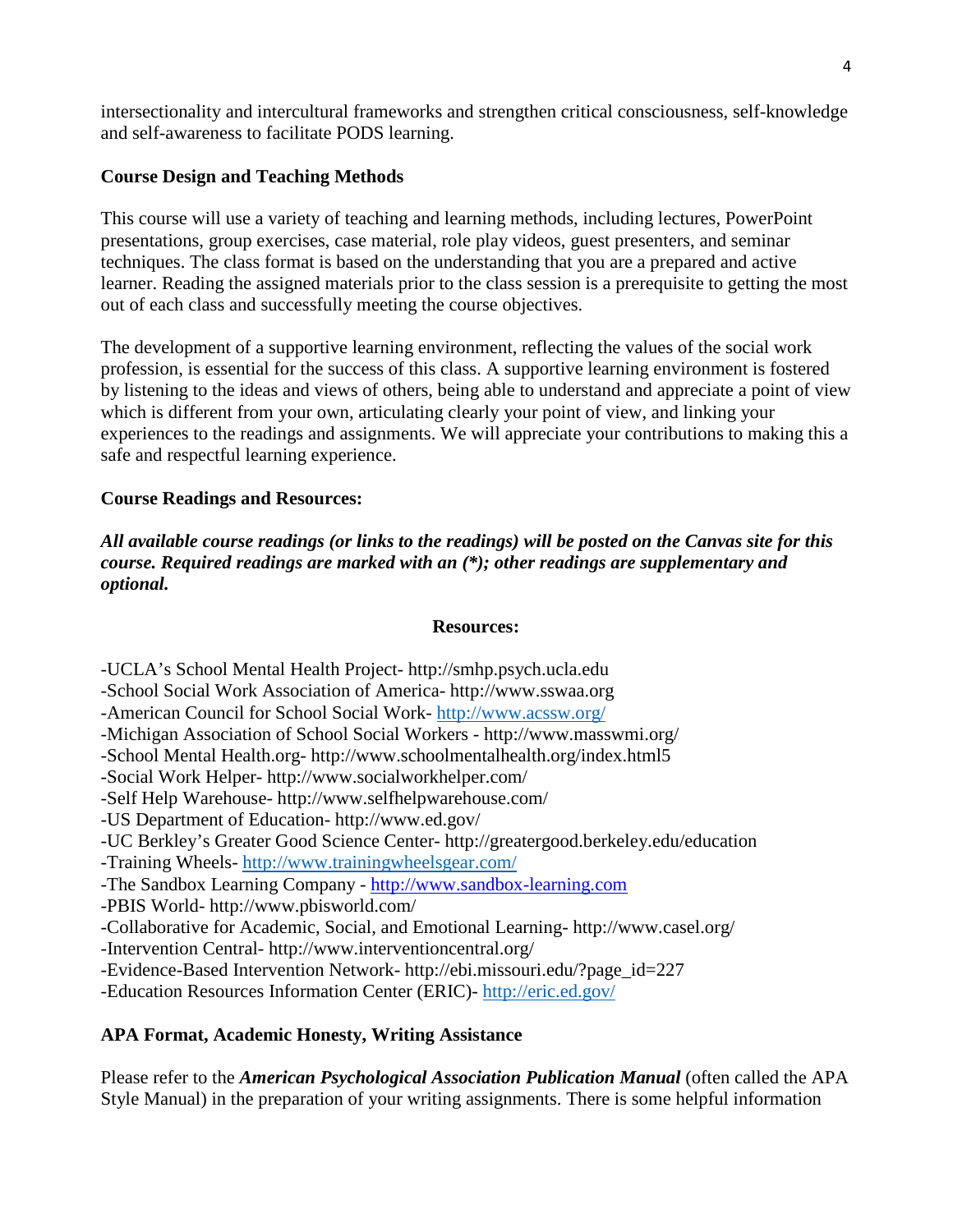intersectionality and intercultural frameworks and strengthen critical consciousness, self-knowledge and self-awareness to facilitate PODS learning.

**Course Design and Teaching Methods**

This course will use a variety of teaching and learning methods, including lectures, PowerPoint presentations, group exercises, case material, role play videos, guest presenters, and seminar techniques. The class format is based on the understanding that you are a prepared and active learner. Reading the assigned materials prior to the class session is a prerequisite to getting the most out of each class and successfully meeting the course objectives.

The development of a supportive learning environment, reflecting the values of the social work profession, is essential for the success of this class. A supportive learning environment is fostered by listening to the ideas and views of others, being able to understand and appreciate a point of view which is different from your own, articulating clearly your point of view, and linking your experiences to the readings and assignments. We will appreciate your contributions to making this a safe and respectful learning experience.

**Course Readings and Resources:**

***All available course readings (or links to the readings) will be posted on the Canvas site for this course. Required readings are marked with an (*); other readings are supplementary and optional.***

**Resources:**

-UCLA's School Mental Health Project- http://smhp.psych.ucla.edu
-School Social Work Association of America- http://www.sswaa.org
-American Council for School Social Work- http://www.acssw.org/
-Michigan Association of School Social Workers - http://www.masswmi.org/
-School Mental Health.org- http://www.schoolmentalhealth.org/index.html5
-Social Work Helper- http://www.socialworkhelper.com/
-Self Help Warehouse- http://www.selfhelpwarehouse.com/
-US Department of Education- http://www.ed.gov/
-UC Berkley's Greater Good Science Center- http://greatergood.berkeley.edu/education
-Training Wheels- http://www.trainingwheelsgear.com/
-The Sandbox Learning Company - http://www.sandbox-learning.com
-PBIS World- http://www.pbisworld.com/
-Collaborative for Academic, Social, and Emotional Learning- http://www.casel.org/
-Intervention Central- http://www.interventioncentral.org/
-Evidence-Based Intervention Network- http://ebi.missouri.edu/?page_id=227
-Education Resources Information Center (ERIC)- http://eric.ed.gov/

**APA Format, Academic Honesty, Writing Assistance**

Please refer to the ***American Psychological Association Publication Manual*** (often called the APA Style Manual) in the preparation of your writing assignments. There is some helpful information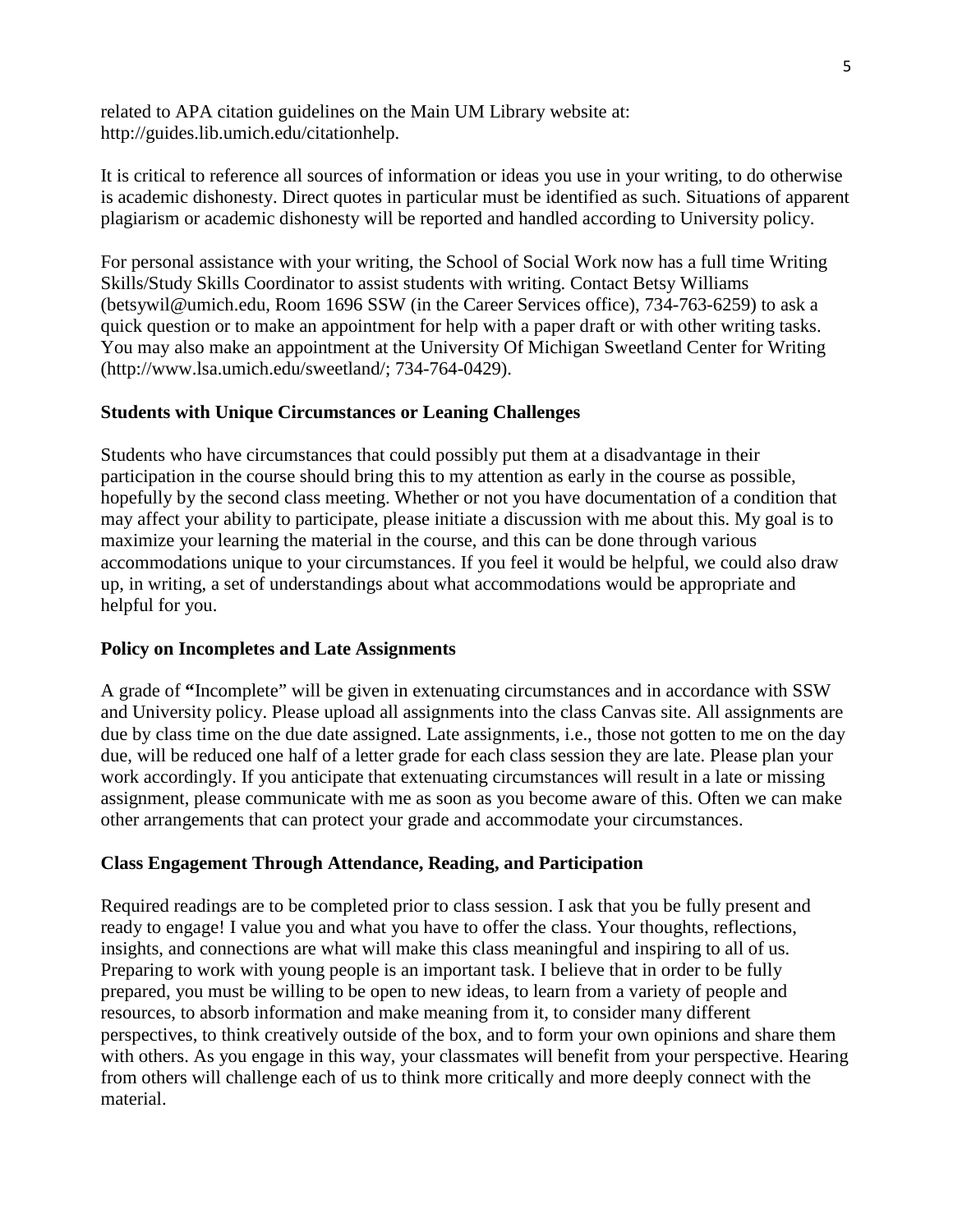related to APA citation guidelines on the Main UM Library website at: http://guides.lib.umich.edu/citationhelp.

It is critical to reference all sources of information or ideas you use in your writing, to do otherwise is academic dishonesty. Direct quotes in particular must be identified as such. Situations of apparent plagiarism or academic dishonesty will be reported and handled according to University policy.

For personal assistance with your writing, the School of Social Work now has a full time Writing Skills/Study Skills Coordinator to assist students with writing. Contact Betsy Williams (betsywil@umich.edu, Room 1696 SSW (in the Career Services office), 734-763-6259) to ask a quick question or to make an appointment for help with a paper draft or with other writing tasks. You may also make an appointment at the University Of Michigan Sweetland Center for Writing (http://www.lsa.umich.edu/sweetland/; 734-764-0429).

**Students with Unique Circumstances or Leaning Challenges**

Students who have circumstances that could possibly put them at a disadvantage in their participation in the course should bring this to my attention as early in the course as possible, hopefully by the second class meeting. Whether or not you have documentation of a condition that may affect your ability to participate, please initiate a discussion with me about this. My goal is to maximize your learning the material in the course, and this can be done through various accommodations unique to your circumstances. If you feel it would be helpful, we could also draw up, in writing, a set of understandings about what accommodations would be appropriate and helpful for you.

**Policy on Incompletes and Late Assignments**

A grade of **"**Incomplete" will be given in extenuating circumstances and in accordance with SSW and University policy. Please upload all assignments into the class Canvas site. All assignments are due by class time on the due date assigned. Late assignments, i.e., those not gotten to me on the day due, will be reduced one half of a letter grade for each class session they are late. Please plan your work accordingly. If you anticipate that extenuating circumstances will result in a late or missing assignment, please communicate with me as soon as you become aware of this. Often we can make other arrangements that can protect your grade and accommodate your circumstances.

**Class Engagement Through Attendance, Reading, and Participation**

Required readings are to be completed prior to class session. I ask that you be fully present and ready to engage! I value you and what you have to offer the class. Your thoughts, reflections, insights, and connections are what will make this class meaningful and inspiring to all of us. Preparing to work with young people is an important task. I believe that in order to be fully prepared, you must be willing to be open to new ideas, to learn from a variety of people and resources, to absorb information and make meaning from it, to consider many different perspectives, to think creatively outside of the box, and to form your own opinions and share them with others. As you engage in this way, your classmates will benefit from your perspective. Hearing from others will challenge each of us to think more critically and more deeply connect with the material.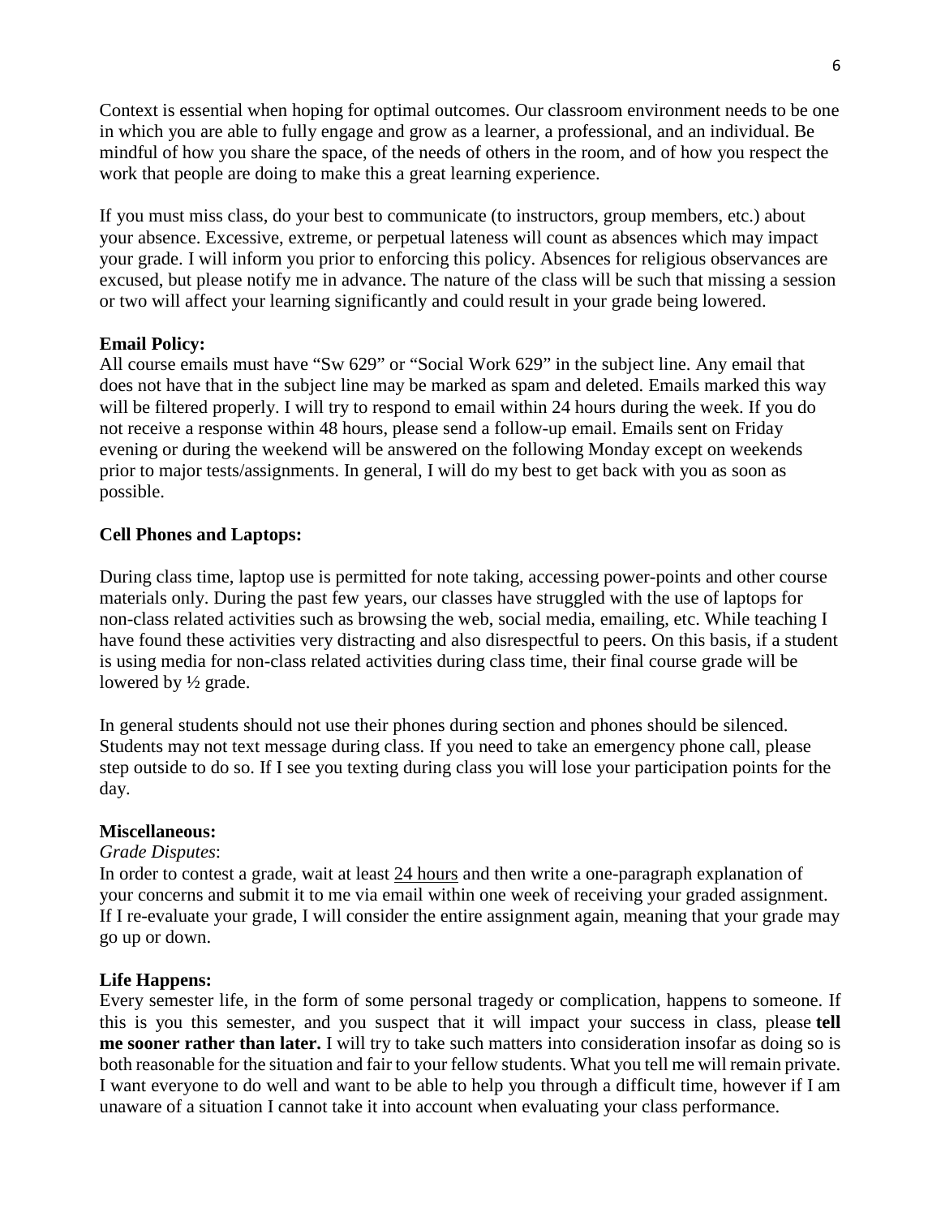Context is essential when hoping for optimal outcomes. Our classroom environment needs to be one in which you are able to fully engage and grow as a learner, a professional, and an individual. Be mindful of how you share the space, of the needs of others in the room, and of how you respect the work that people are doing to make this a great learning experience.

If you must miss class, do your best to communicate (to instructors, group members, etc.) about your absence. Excessive, extreme, or perpetual lateness will count as absences which may impact your grade. I will inform you prior to enforcing this policy. Absences for religious observances are excused, but please notify me in advance. The nature of the class will be such that missing a session or two will affect your learning significantly and could result in your grade being lowered.

**Email Policy:**
All course emails must have "Sw 629" or "Social Work 629" in the subject line. Any email that does not have that in the subject line may be marked as spam and deleted. Emails marked this way will be filtered properly. I will try to respond to email within 24 hours during the week. If you do not receive a response within 48 hours, please send a follow-up email. Emails sent on Friday evening or during the weekend will be answered on the following Monday except on weekends prior to major tests/assignments. In general, I will do my best to get back with you as soon as possible.

**Cell Phones and Laptops:**

During class time, laptop use is permitted for note taking, accessing power-points and other course materials only. During the past few years, our classes have struggled with the use of laptops for non-class related activities such as browsing the web, social media, emailing, etc. While teaching I have found these activities very distracting and also disrespectful to peers. On this basis, if a student is using media for non-class related activities during class time, their final course grade will be lowered by ½ grade.

In general students should not use their phones during section and phones should be silenced. Students may not text message during class. If you need to take an emergency phone call, please step outside to do so. If I see you texting during class you will lose your participation points for the day.

**Miscellaneous:**

*Grade Disputes*:
In order to contest a grade, wait at least 24 hours and then write a one-paragraph explanation of your concerns and submit it to me via email within one week of receiving your graded assignment. If I re-evaluate your grade, I will consider the entire assignment again, meaning that your grade may go up or down.

**Life Happens:**
Every semester life, in the form of some personal tragedy or complication, happens to someone. If this is you this semester, and you suspect that it will impact your success in class, please **tell me sooner rather than later.** I will try to take such matters into consideration insofar as doing so is both reasonable for the situation and fair to your fellow students. What you tell me will remain private. I want everyone to do well and want to be able to help you through a difficult time, however if I am unaware of a situation I cannot take it into account when evaluating your class performance.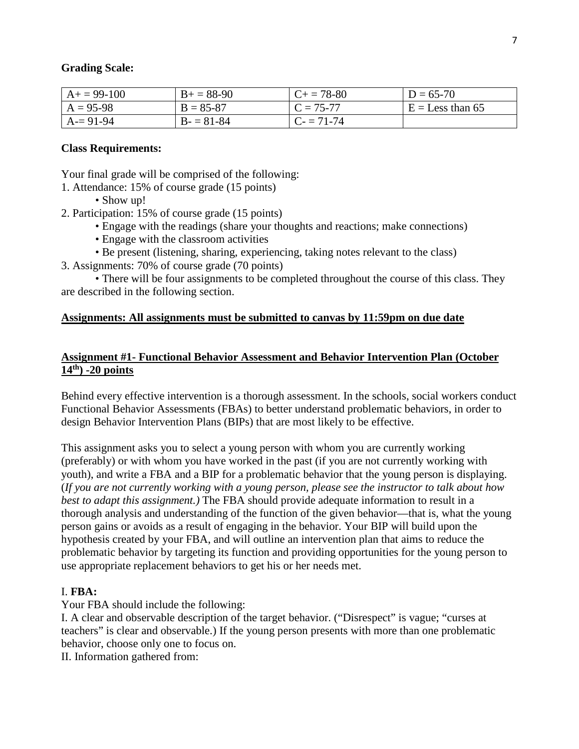**Grading Scale:**

| | | | |
|---|---|---|---|
| A+ = 99-100 | B+ = 88-90 | C+ = 78-80 | D = 65-70 |
| A = 95-98 | B = 85-87 | C = 75-77 | E = Less than 65 |
| A-= 91-94 | B- = 81-84 | C- = 71-74 | |

**Class Requirements:**

Your final grade will be comprised of the following:

1. Attendance: 15% of course grade (15 points)
    - Show up!
2. Participation: 15% of course grade (15 points)
    - Engage with the readings (share your thoughts and reactions; make connections)
    - Engage with the classroom activities
    - Be present (listening, sharing, experiencing, taking notes relevant to the class)
3. Assignments: 70% of course grade (70 points)
    - There will be four assignments to be completed throughout the course of this class. They are described in the following section.

**<u>Assignments: All assignments must be submitted to canvas by 11:59pm on due date</u>**

**<u>Assignment #1- Functional Behavior Assessment and Behavior Intervention Plan (October 14th) -20 points</u>**

Behind every effective intervention is a thorough assessment. In the schools, social workers conduct Functional Behavior Assessments (FBAs) to better understand problematic behaviors, in order to design Behavior Intervention Plans (BIPs) that are most likely to be effective.

This assignment asks you to select a young person with whom you are currently working (preferably) or with whom you have worked in the past (if you are not currently working with youth), and write a FBA and a BIP for a problematic behavior that the young person is displaying. (*If you are not currently working with a young person, please see the instructor to talk about how best to adapt this assignment.)* The FBA should provide adequate information to result in a thorough analysis and understanding of the function of the given behavior—that is, what the young person gains or avoids as a result of engaging in the behavior. Your BIP will build upon the hypothesis created by your FBA, and will outline an intervention plan that aims to reduce the problematic behavior by targeting its function and providing opportunities for the young person to use appropriate replacement behaviors to get his or her needs met.

I. **FBA:**

Your FBA should include the following:

I. A clear and observable description of the target behavior. ("Disrespect" is vague; "curses at teachers" is clear and observable.) If the young person presents with more than one problematic behavior, choose only one to focus on.

II. Information gathered from: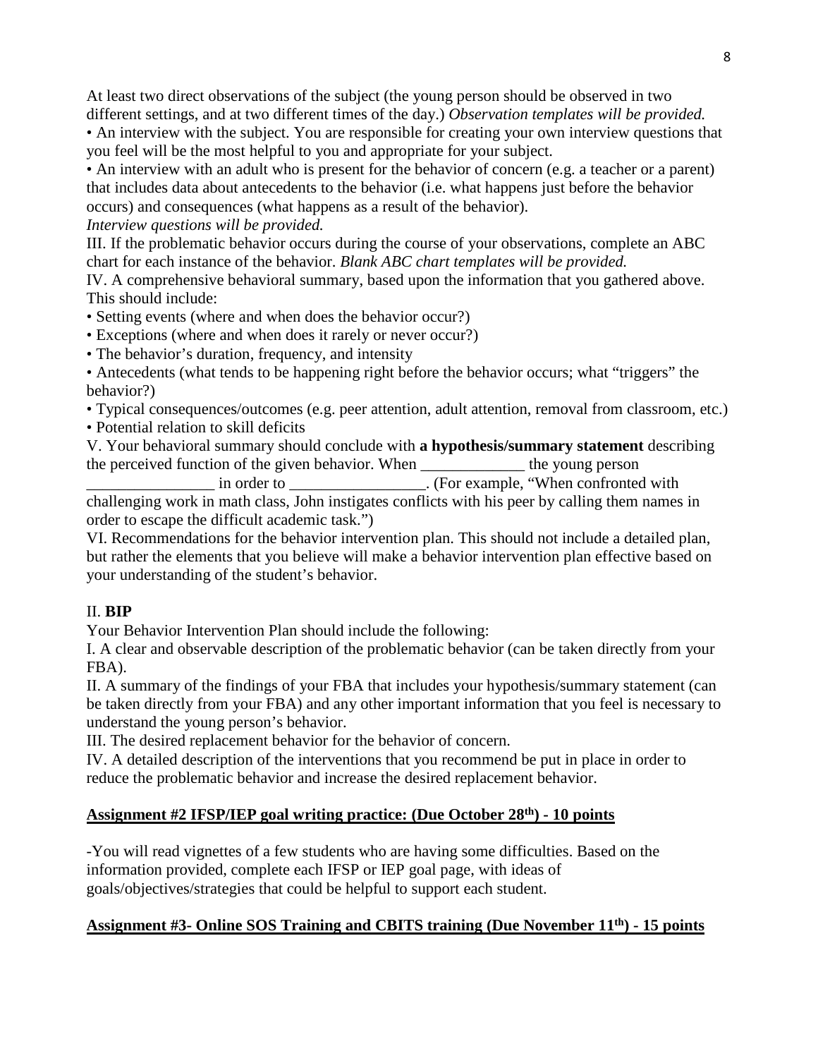At least two direct observations of the subject (the young person should be observed in two different settings, and at two different times of the day.) *Observation templates will be provided.*

• An interview with the subject. You are responsible for creating your own interview questions that you feel will be the most helpful to you and appropriate for your subject.

• An interview with an adult who is present for the behavior of concern (e.g. a teacher or a parent) that includes data about antecedents to the behavior (i.e. what happens just before the behavior occurs) and consequences (what happens as a result of the behavior).

*Interview questions will be provided.*

III. If the problematic behavior occurs during the course of your observations, complete an ABC chart for each instance of the behavior. *Blank ABC chart templates will be provided.*

IV. A comprehensive behavioral summary, based upon the information that you gathered above. This should include:

• Setting events (where and when does the behavior occur?)

• Exceptions (where and when does it rarely or never occur?)

• The behavior's duration, frequency, and intensity

• Antecedents (what tends to be happening right before the behavior occurs; what "triggers" the behavior?)

• Typical consequences/outcomes (e.g. peer attention, adult attention, removal from classroom, etc.)

• Potential relation to skill deficits

V. Your behavioral summary should conclude with **a hypothesis/summary statement** describing the perceived function of the given behavior. When _____________ the young person ________________ in order to _________________. (For example, "When confronted with challenging work in math class, John instigates conflicts with his peer by calling them names in order to escape the difficult academic task.")

VI. Recommendations for the behavior intervention plan. This should not include a detailed plan, but rather the elements that you believe will make a behavior intervention plan effective based on your understanding of the student's behavior.

II. **BIP**

Your Behavior Intervention Plan should include the following:

I. A clear and observable description of the problematic behavior (can be taken directly from your FBA).

II. A summary of the findings of your FBA that includes your hypothesis/summary statement (can be taken directly from your FBA) and any other important information that you feel is necessary to understand the young person's behavior.

III. The desired replacement behavior for the behavior of concern.

IV. A detailed description of the interventions that you recommend be put in place in order to reduce the problematic behavior and increase the desired replacement behavior.

**Assignment #2 IFSP/IEP goal writing practice: (Due October 28th) - 10 points**

-You will read vignettes of a few students who are having some difficulties. Based on the information provided, complete each IFSP or IEP goal page, with ideas of goals/objectives/strategies that could be helpful to support each student.

**Assignment #3- Online SOS Training and CBITS training (Due November 11th) - 15 points**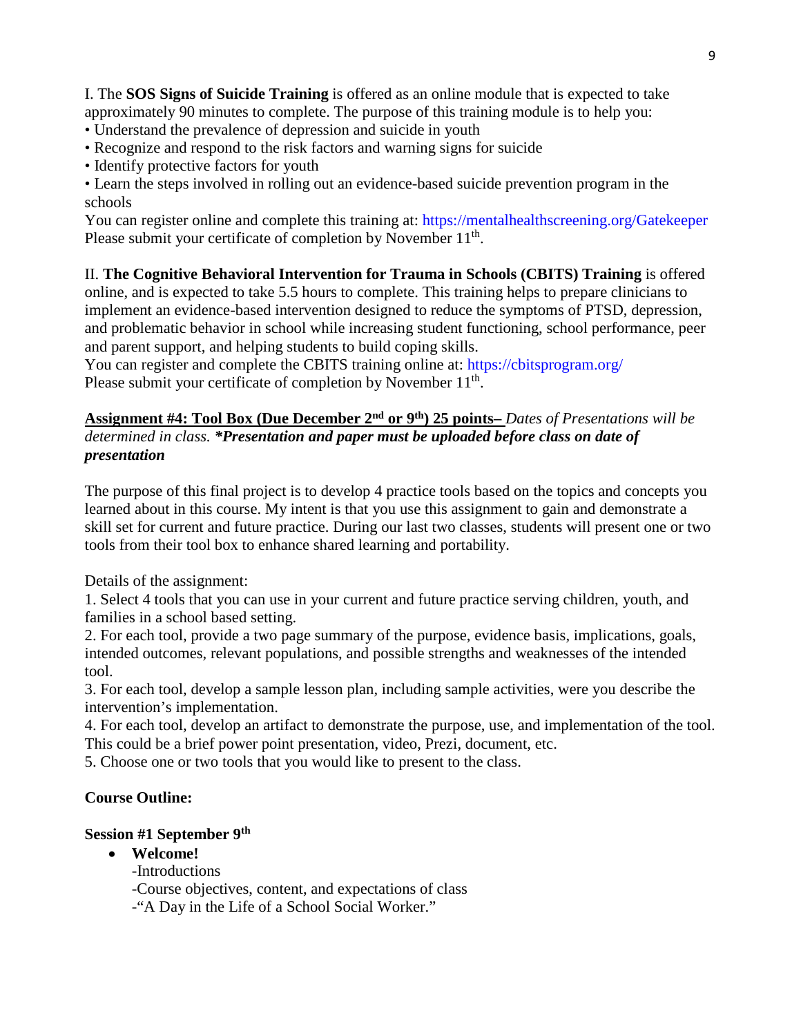I. The **SOS Signs of Suicide Training** is offered as an online module that is expected to take approximately 90 minutes to complete. The purpose of this training module is to help you:

- Understand the prevalence of depression and suicide in youth
- Recognize and respond to the risk factors and warning signs for suicide
- Identify protective factors for youth
- Learn the steps involved in rolling out an evidence-based suicide prevention program in the schools

You can register online and complete this training at: https://mentalhealthscreening.org/Gatekeeper
Please submit your certificate of completion by November 11th.

II. **The Cognitive Behavioral Intervention for Trauma in Schools (CBITS) Training** is offered online, and is expected to take 5.5 hours to complete. This training helps to prepare clinicians to implement an evidence-based intervention designed to reduce the symptoms of PTSD, depression, and problematic behavior in school while increasing student functioning, school performance, peer and parent support, and helping students to build coping skills.
You can register and complete the CBITS training online at: https://cbitsprogram.org/
Please submit your certificate of completion by November 11th.

**Assignment #4: Tool Box (Due December 2nd or 9th) 25 points–** *Dates of Presentations will be determined in class.* ***\*Presentation and paper must be uploaded before class on date of presentation***

The purpose of this final project is to develop 4 practice tools based on the topics and concepts you learned about in this course. My intent is that you use this assignment to gain and demonstrate a skill set for current and future practice. During our last two classes, students will present one or two tools from their tool box to enhance shared learning and portability.

Details of the assignment:

1. Select 4 tools that you can use in your current and future practice serving children, youth, and families in a school based setting.
2. For each tool, provide a two page summary of the purpose, evidence basis, implications, goals, intended outcomes, relevant populations, and possible strengths and weaknesses of the intended tool.
3. For each tool, develop a sample lesson plan, including sample activities, were you describe the intervention's implementation.
4. For each tool, develop an artifact to demonstrate the purpose, use, and implementation of the tool. This could be a brief power point presentation, video, Prezi, document, etc.
5. Choose one or two tools that you would like to present to the class.

**Course Outline:**

**Session #1 September 9th**

- **Welcome!**
  -Introductions
  -Course objectives, content, and expectations of class
  -"A Day in the Life of a School Social Worker."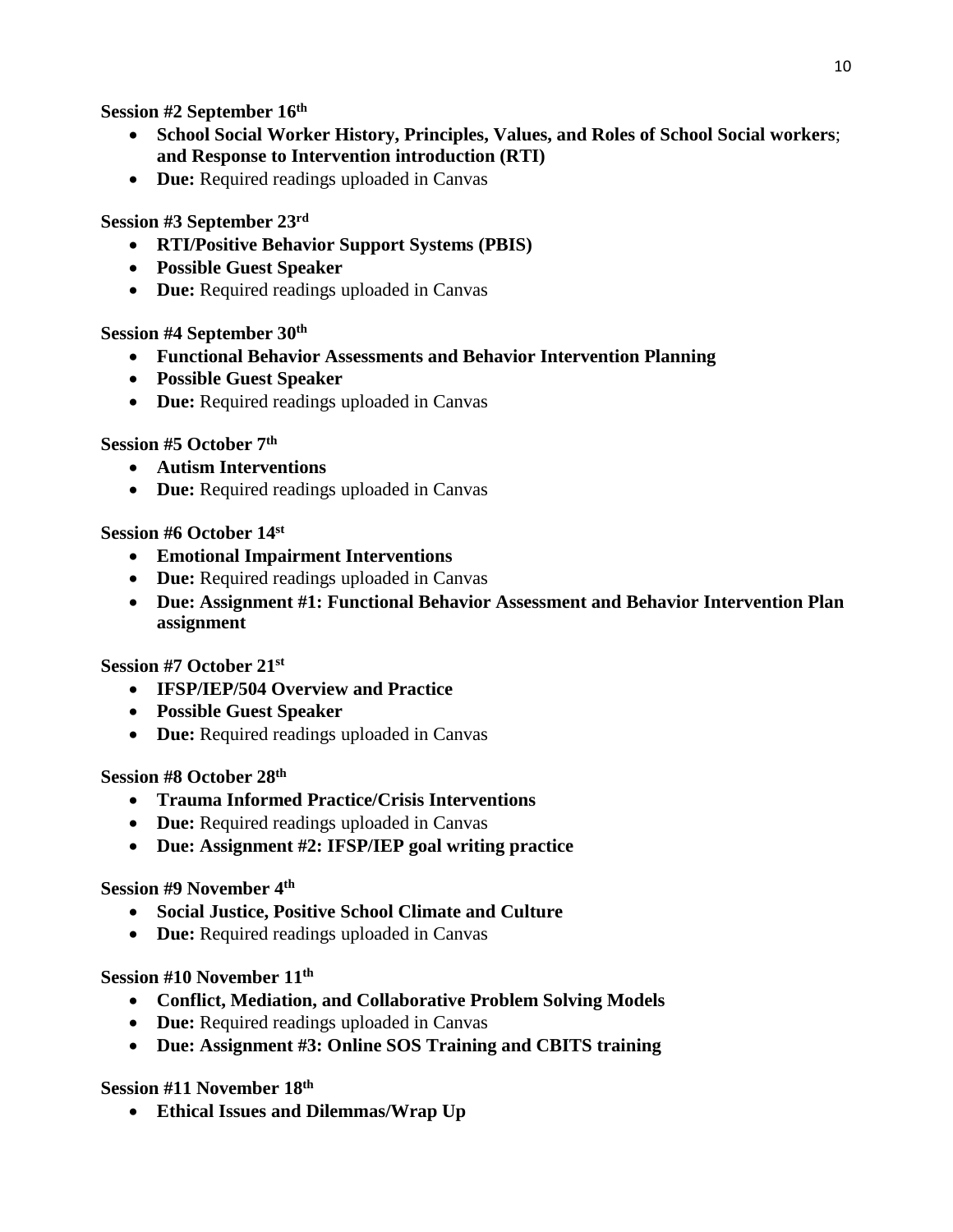**Session #2 September 16th**

- **School Social Worker History, Principles, Values, and Roles of School Social workers**; **and Response to Intervention introduction (RTI)**
- **Due:** Required readings uploaded in Canvas

**Session #3 September 23rd**

- **RTI/Positive Behavior Support Systems (PBIS)**
- **Possible Guest Speaker**
- **Due:** Required readings uploaded in Canvas

**Session #4 September 30th**

- **Functional Behavior Assessments and Behavior Intervention Planning**
- **Possible Guest Speaker**
- **Due:** Required readings uploaded in Canvas

**Session #5 October 7th**

- **Autism Interventions**
- **Due:** Required readings uploaded in Canvas

**Session #6 October 14st**

- **Emotional Impairment Interventions**
- **Due:** Required readings uploaded in Canvas
- **Due: Assignment #1: Functional Behavior Assessment and Behavior Intervention Plan assignment**

**Session #7 October 21st**

- **IFSP/IEP/504 Overview and Practice**
- **Possible Guest Speaker**
- **Due:** Required readings uploaded in Canvas

**Session #8 October 28th**

- **Trauma Informed Practice/Crisis Interventions**
- **Due:** Required readings uploaded in Canvas
- **Due: Assignment #2: IFSP/IEP goal writing practice**

**Session #9 November 4th**

- **Social Justice, Positive School Climate and Culture**
- **Due:** Required readings uploaded in Canvas

**Session #10 November 11th**

- **Conflict, Mediation, and Collaborative Problem Solving Models**
- **Due:** Required readings uploaded in Canvas
- **Due: Assignment #3: Online SOS Training and CBITS training**

**Session #11 November 18th**

- **Ethical Issues and Dilemmas/Wrap Up**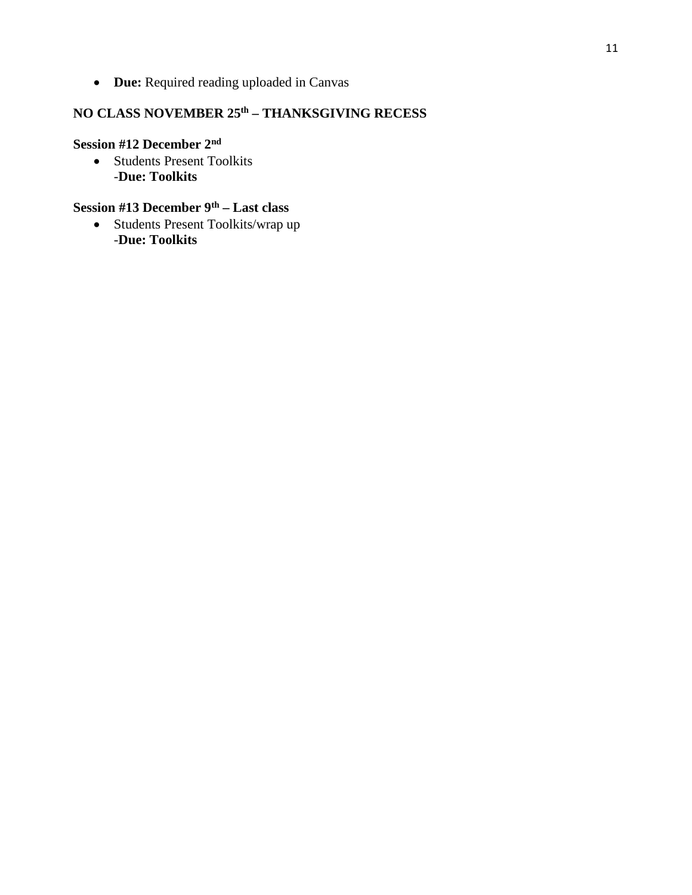- **Due:** Required reading uploaded in Canvas

**NO CLASS NOVEMBER 25th – THANKSGIVING RECESS**

**Session #12 December 2nd**

- Students Present Toolkits
  -**Due: Toolkits**

**Session #13 December 9th – Last class**

- Students Present Toolkits/wrap up
  -**Due: Toolkits**